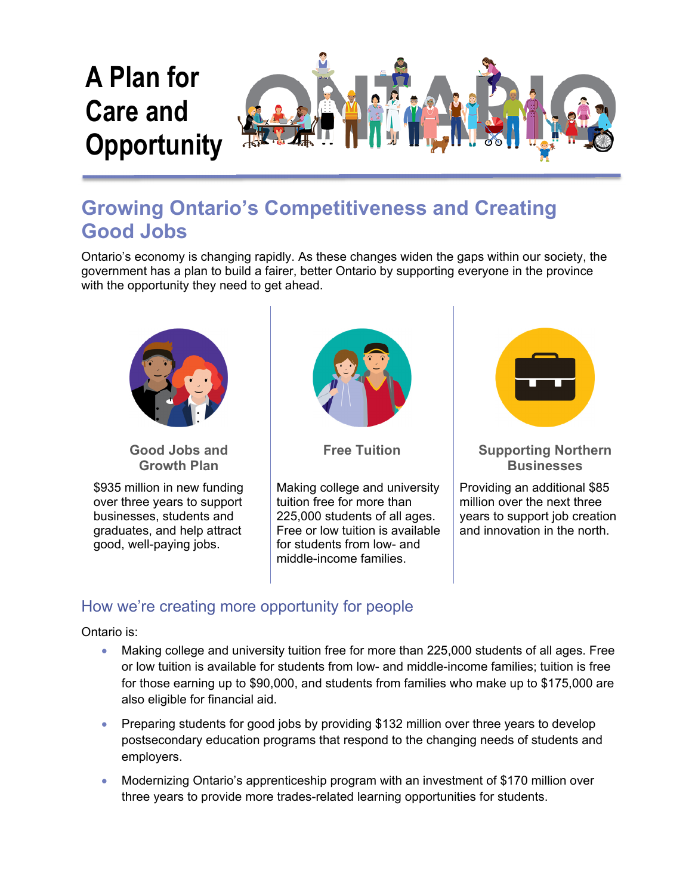# A Plan for Care and Opportunity

## Growing Ontario's Competitiveness and Creating Good Jobs

Ontario's economy is changing rapidly. As these changes widen the gaps within our society, the government has a plan to build a fairer, better Ontario by supporting everyone in the province with the opportunity they need to get ahead.

### Good Jobs and Growth Plan

$935 million in new funding over three years to support businesses, students and graduates, and help attract good, well-paying jobs.

### Free Tuition

Making college and university tuition free for more than 225,000 students of all ages. Free or low tuition is available for students from low- and middle-income families.

### Supporting Northern Businesses

Providing an additional $85 million over the next three years to support job creation and innovation in the north.

## How we're creating more opportunity for people

Ontario is:

- Making college and university tuition free for more than 225,000 students of all ages. Free or low tuition is available for students from low- and middle-income families; tuition is free for those earning up to $90,000, and students from families who make up to $175,000 are also eligible for financial aid.
- Preparing students for good jobs by providing $132 million over three years to develop postsecondary education programs that respond to the changing needs of students and employers.
- Modernizing Ontario's apprenticeship program with an investment of $170 million over three years to provide more trades-related learning opportunities for students.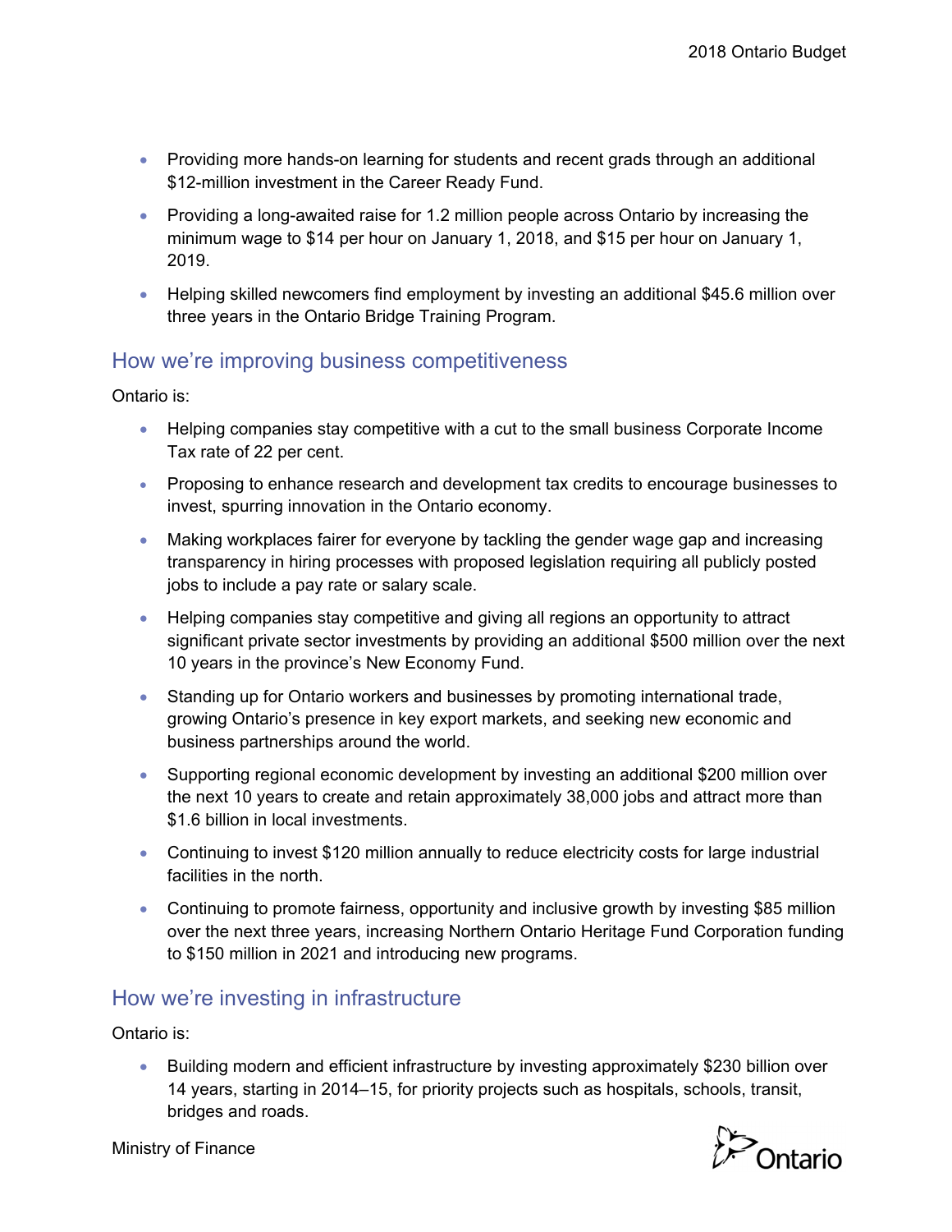- Providing more hands-on learning for students and recent grads through an additional $12-million investment in the Career Ready Fund.
- Providing a long-awaited raise for 1.2 million people across Ontario by increasing the minimum wage to $14 per hour on January 1, 2018, and $15 per hour on January 1, 2019.
- Helping skilled newcomers find employment by investing an additional $45.6 million over three years in the Ontario Bridge Training Program.

## How we're improving business competitiveness

Ontario is:

- Helping companies stay competitive with a cut to the small business Corporate Income Tax rate of 22 per cent.
- Proposing to enhance research and development tax credits to encourage businesses to invest, spurring innovation in the Ontario economy.
- Making workplaces fairer for everyone by tackling the gender wage gap and increasing transparency in hiring processes with proposed legislation requiring all publicly posted jobs to include a pay rate or salary scale.
- Helping companies stay competitive and giving all regions an opportunity to attract significant private sector investments by providing an additional $500 million over the next 10 years in the province's New Economy Fund.
- Standing up for Ontario workers and businesses by promoting international trade, growing Ontario's presence in key export markets, and seeking new economic and business partnerships around the world.
- Supporting regional economic development by investing an additional $200 million over the next 10 years to create and retain approximately 38,000 jobs and attract more than $1.6 billion in local investments.
- Continuing to invest $120 million annually to reduce electricity costs for large industrial facilities in the north.
- Continuing to promote fairness, opportunity and inclusive growth by investing $85 million over the next three years, increasing Northern Ontario Heritage Fund Corporation funding to $150 million in 2021 and introducing new programs.

## How we're investing in infrastructure

Ontario is:

- Building modern and efficient infrastructure by investing approximately $230 billion over 14 years, starting in 2014–15, for priority projects such as hospitals, schools, transit, bridges and roads.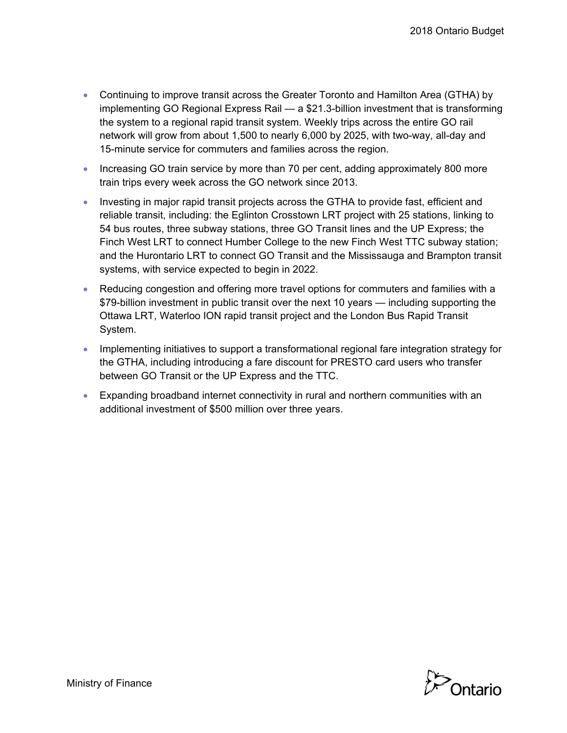- Continuing to improve transit across the Greater Toronto and Hamilton Area (GTHA) by implementing GO Regional Express Rail — a $21.3-billion investment that is transforming the system to a regional rapid transit system. Weekly trips across the entire GO rail network will grow from about 1,500 to nearly 6,000 by 2025, with two-way, all-day and 15-minute service for commuters and families across the region.
- Increasing GO train service by more than 70 per cent, adding approximately 800 more train trips every week across the GO network since 2013.
- Investing in major rapid transit projects across the GTHA to provide fast, efficient and reliable transit, including: the Eglinton Crosstown LRT project with 25 stations, linking to 54 bus routes, three subway stations, three GO Transit lines and the UP Express; the Finch West LRT to connect Humber College to the new Finch West TTC subway station; and the Hurontario LRT to connect GO Transit and the Mississauga and Brampton transit systems, with service expected to begin in 2022.
- Reducing congestion and offering more travel options for commuters and families with a $79-billion investment in public transit over the next 10 years — including supporting the Ottawa LRT, Waterloo ION rapid transit project and the London Bus Rapid Transit System.
- Implementing initiatives to support a transformational regional fare integration strategy for the GTHA, including introducing a fare discount for PRESTO card users who transfer between GO Transit or the UP Express and the TTC.
- Expanding broadband internet connectivity in rural and northern communities with an additional investment of $500 million over three years.